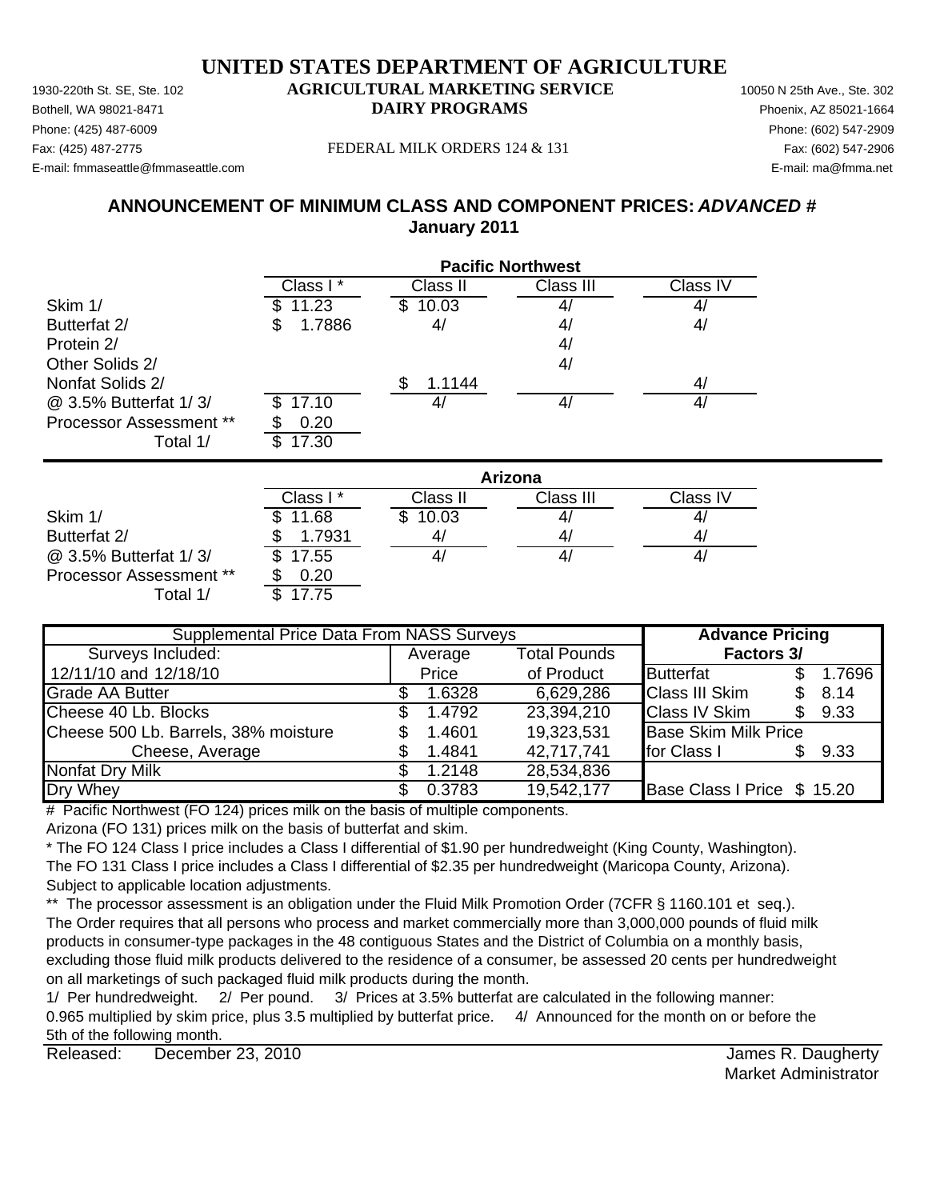# UNITED STATES DEPARTMENT OF AGRICULTURE

1930-220th St. SE, Ste. 102
Bothell, WA 98021-8471
Phone: (425) 487-6009
Fax: (425) 487-2775
E-mail: fmmaseattle@fmmaseattle.com

**AGRICULTURAL MARKETING SERVICE**
**DAIRY PROGRAMS**

FEDERAL MILK ORDERS 124 & 131

10050 N 25th Ave., Ste. 302
Phoenix, AZ 85021-1664
Phone: (602) 547-2909
Fax: (602) 547-2906
E-mail: ma@fmma.net

## ANNOUNCEMENT OF MINIMUM CLASS AND COMPONENT PRICES: *ADVANCED #*
## January 2011

| | Pacific Northwest | | | |
|---|---|---|---|---|
| | Class I * | Class II | Class III | Class IV |
| Skim 1/ | \$ 11.23 | \$ 10.03 | 4/ | 4/ |
| Butterfat 2/ | \$ 1.7886 | 4/ | 4/ | 4/ |
| Protein 2/ | | | 4/ | |
| Other Solids 2/ | | | 4/ | |
| Nonfat Solids 2/ | | \$ 1.1144 | | 4/ |
| @ 3.5% Butterfat 1/ 3/ | \$ 17.10 | 4/ | 4/ | 4/ |
| Processor Assessment ** | \$ 0.20 | | | |
| Total 1/ | \$ 17.30 | | | |

| | Arizona | | | |
|---|---|---|---|---|
| | Class I * | Class II | Class III | Class IV |
| Skim 1/ | \$ 11.68 | \$ 10.03 | 4/ | 4/ |
| Butterfat 2/ | \$ 1.7931 | 4/ | 4/ | 4/ |
| @ 3.5% Butterfat 1/ 3/ | \$ 17.55 | 4/ | 4/ | 4/ |
| Processor Assessment ** | \$ 0.20 | | | |
| Total 1/ | \$ 17.75 | | | |

| Supplemental Price Data From NASS Surveys | | | Advance Pricing | |
|---|---|---|---|---|
| Surveys Included: | Average | Total Pounds | Factors 3/ | |
| 12/11/10 and 12/18/10 | Price | of Product | Butterfat | \$ 1.7696 |
| Grade AA Butter | \$ 1.6328 | 6,629,286 | Class III Skim | \$ 8.14 |
| Cheese 40 Lb. Blocks | \$ 1.4792 | 23,394,210 | Class IV Skim | \$ 9.33 |
| Cheese 500 Lb. Barrels, 38% moisture | \$ 1.4601 | 19,323,531 | Base Skim Milk Price | |
| Cheese, Average | \$ 1.4841 | 42,717,741 | for Class I | \$ 9.33 |
| Nonfat Dry Milk | \$ 1.2148 | 28,534,836 | | |
| Dry Whey | \$ 0.3783 | 19,542,177 | Base Class I Price | \$ 15.20 |

# Pacific Northwest (FO 124) prices milk on the basis of multiple components.
Arizona (FO 131) prices milk on the basis of butterfat and skim.

* The FO 124 Class I price includes a Class I differential of \$1.90 per hundredweight (King County, Washington).
The FO 131 Class I price includes a Class I differential of \$2.35 per hundredweight (Maricopa County, Arizona).
Subject to applicable location adjustments.

** The processor assessment is an obligation under the Fluid Milk Promotion Order (7CFR § 1160.101 et seq.).
The Order requires that all persons who process and market commercially more than 3,000,000 pounds of fluid milk products in consumer-type packages in the 48 contiguous States and the District of Columbia on a monthly basis, excluding those fluid milk products delivered to the residence of a consumer, be assessed 20 cents per hundredweight on all marketings of such packaged fluid milk products during the month.

1/ Per hundredweight. 2/ Per pound. 3/ Prices at 3.5% butterfat are calculated in the following manner:
0.965 multiplied by skim price, plus 3.5 multiplied by butterfat price. 4/ Announced for the month on or before the 5th of the following month.

Released: December 23, 2010

James R. Daugherty
Market Administrator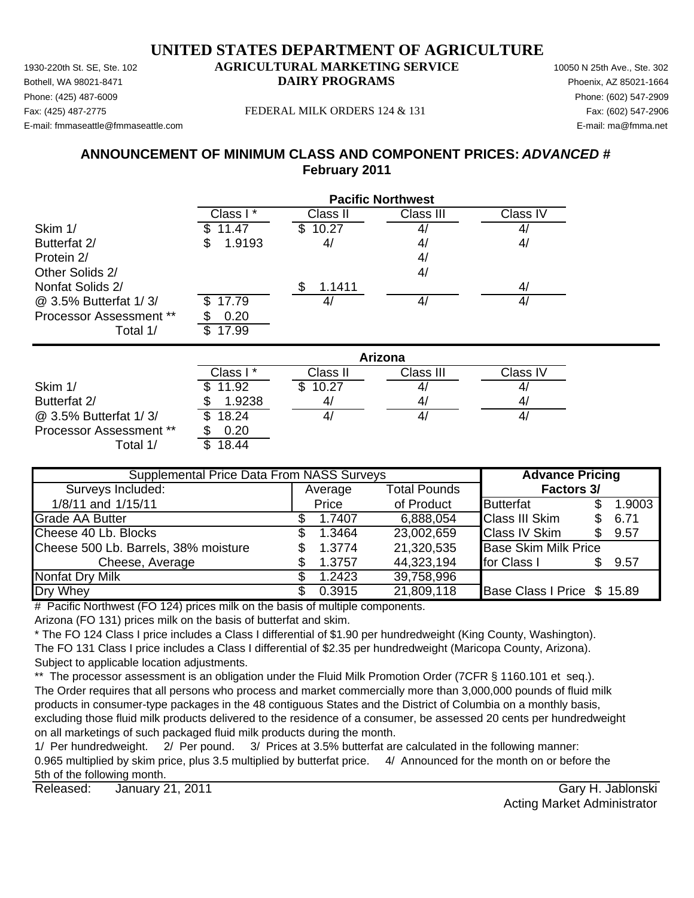# UNITED STATES DEPARTMENT OF AGRICULTURE

## AGRICULTURAL MARKETING SERVICE
## DAIRY PROGRAMS

1930-220th St. SE, Ste. 102
Bothell, WA 98021-8471
Phone: (425) 487-6009
Fax: (425) 487-2775
E-mail: fmmaseattle@fmmaseattle.com

10050 N 25th Ave., Ste. 302
Phoenix, AZ 85021-1664
Phone: (602) 547-2909
Fax: (602) 547-2906
E-mail: ma@fmma.net

FEDERAL MILK ORDERS 124 & 131

## ANNOUNCEMENT OF MINIMUM CLASS AND COMPONENT PRICES: *ADVANCED* #
## February 2011

| | Pacific Northwest | | | |
|---|---|---|---|---|
| | Class I * | Class II | Class III | Class IV |
| Skim 1/ | $ 11.47 | $ 10.27 | 4/ | 4/ |
| Butterfat 2/ | $ 1.9193 | 4/ | 4/ | 4/ |
| Protein 2/ | | | 4/ | |
| Other Solids 2/ | | | 4/ | |
| Nonfat Solids 2/ | | $ 1.1411 | | 4/ |
| @ 3.5% Butterfat 1/ 3/ | $ 17.79 | 4/ | 4/ | 4/ |
| Processor Assessment ** | $ 0.20 | | | |
| Total 1/ | $ 17.99 | | | |

| | Arizona | | | |
|---|---|---|---|---|
| | Class I * | Class II | Class III | Class IV |
| Skim 1/ | $ 11.92 | $ 10.27 | 4/ | 4/ |
| Butterfat 2/ | $ 1.9238 | 4/ | 4/ | 4/ |
| @ 3.5% Butterfat 1/ 3/ | $ 18.24 | 4/ | 4/ | 4/ |
| Processor Assessment ** | $ 0.20 | | | |
| Total 1/ | $ 18.44 | | | |

| Supplemental Price Data From NASS Surveys | | | Advance Pricing Factors 3/ | |
|---|---|---|---|---|
| Surveys Included: 1/8/11 and 1/15/11 | Average Price | Total Pounds of Product | Butterfat | $ 1.9003 |
| Grade AA Butter | $ 1.7407 | 6,888,054 | Class III Skim | $ 6.71 |
| Cheese 40 Lb. Blocks | $ 1.3464 | 23,002,659 | Class IV Skim | $ 9.57 |
| Cheese 500 Lb. Barrels, 38% moisture | $ 1.3774 | 21,320,535 | Base Skim Milk Price for Class I | $ 9.57 |
| Cheese, Average | $ 1.3757 | 44,323,194 | | |
| Nonfat Dry Milk | $ 1.2423 | 39,758,996 | | |
| Dry Whey | $ 0.3915 | 21,809,118 | Base Class I Price | $ 15.89 |

\# Pacific Northwest (FO 124) prices milk on the basis of multiple components.
Arizona (FO 131) prices milk on the basis of butterfat and skim.

\* The FO 124 Class I price includes a Class I differential of $1.90 per hundredweight (King County, Washington). The FO 131 Class I price includes a Class I differential of $2.35 per hundredweight (Maricopa County, Arizona). Subject to applicable location adjustments.

** The processor assessment is an obligation under the Fluid Milk Promotion Order (7CFR § 1160.101 et seq.). The Order requires that all persons who process and market commercially more than 3,000,000 pounds of fluid milk products in consumer-type packages in the 48 contiguous States and the District of Columbia on a monthly basis, excluding those fluid milk products delivered to the residence of a consumer, be assessed 20 cents per hundredweight on all marketings of such packaged fluid milk products during the month.

1/ Per hundredweight. 2/ Per pound. 3/ Prices at 3.5% butterfat are calculated in the following manner: 0.965 multiplied by skim price, plus 3.5 multiplied by butterfat price. 4/ Announced for the month on or before the 5th of the following month.

Released: January 21, 2011

Gary H. Jablonski
Acting Market Administrator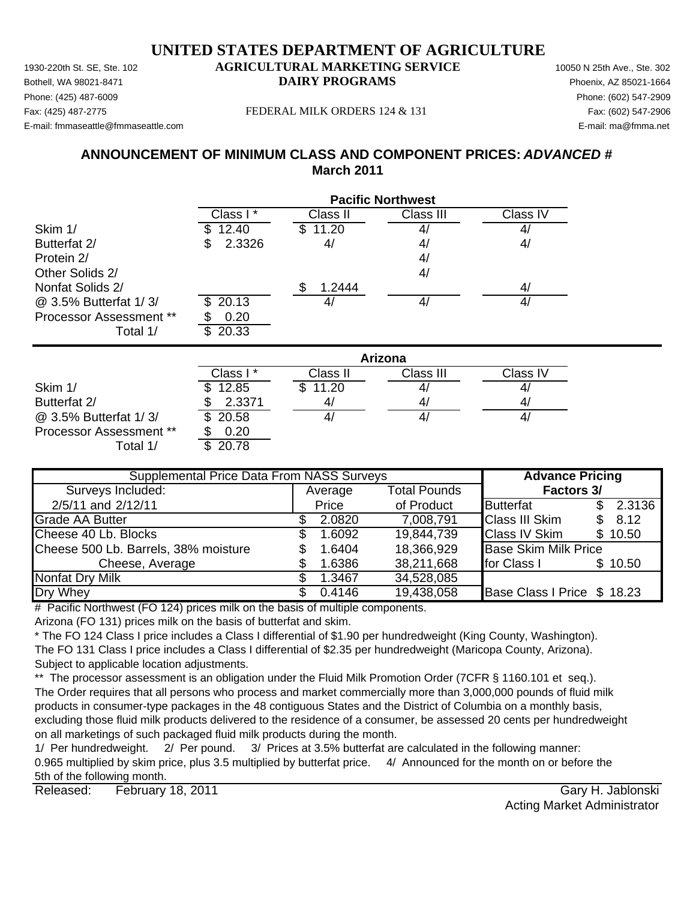# UNITED STATES DEPARTMENT OF AGRICULTURE

## AGRICULTURAL MARKETING SERVICE
## DAIRY PROGRAMS

1930-220th St. SE, Ste. 102
Bothell, WA 98021-8471
Phone: (425) 487-6009
Fax: (425) 487-2775
E-mail: fmmaseattle@fmmaseattle.com

FEDERAL MILK ORDERS 124 & 131

10050 N 25th Ave., Ste. 302
Phoenix, AZ 85021-1664
Phone: (602) 547-2909
Fax: (602) 547-2906
E-mail: ma@fmma.net

## ANNOUNCEMENT OF MINIMUM CLASS AND COMPONENT PRICES: *ADVANCED #*
## March 2011

| | **Pacific Northwest** | | | |
|---|---|---|---|---|
| | Class I * | Class II | Class III | Class IV |
| Skim 1/ | $ 12.40 | $ 11.20 | 4/ | 4/ |
| Butterfat 2/ | $ 2.3326 | 4/ | 4/ | 4/ |
| Protein 2/ | | | 4/ | |
| Other Solids 2/ | | | 4/ | |
| Nonfat Solids 2/ | | $ 1.2444 | | 4/ |
| @ 3.5% Butterfat 1/ 3/ | $ 20.13 | 4/ | 4/ | 4/ |
| Processor Assessment ** | $ 0.20 | | | |
| Total 1/ | $ 20.33 | | | |

| | **Arizona** | | | |
|---|---|---|---|---|
| | Class I * | Class II | Class III | Class IV |
| Skim 1/ | $ 12.85 | $ 11.20 | 4/ | 4/ |
| Butterfat 2/ | $ 2.3371 | 4/ | 4/ | 4/ |
| @ 3.5% Butterfat 1/ 3/ | $ 20.58 | 4/ | 4/ | 4/ |
| Processor Assessment ** | $ 0.20 | | | |
| Total 1/ | $ 20.78 | | | |

| Supplemental Price Data From NASS Surveys | | | **Advance Pricing Factors 3/** | |
|---|---|---|---|---|
| Surveys Included: | Average | Total Pounds | | |
| 2/5/11 and 2/12/11 | Price | of Product | Butterfat | $ 2.3136 |
| Grade AA Butter | $ 2.0820 | 7,008,791 | Class III Skim | $ 8.12 |
| Cheese 40 Lb. Blocks | $ 1.6092 | 19,844,739 | Class IV Skim | $ 10.50 |
| Cheese 500 Lb. Barrels, 38% moisture | $ 1.6404 | 18,366,929 | Base Skim Milk Price | |
| Cheese, Average | $ 1.6386 | 38,211,668 | for Class I | $ 10.50 |
| Nonfat Dry Milk | $ 1.3467 | 34,528,085 | | |
| Dry Whey | $ 0.4146 | 19,438,058 | Base Class I Price | $ 18.23 |

# Pacific Northwest (FO 124) prices milk on the basis of multiple components.
Arizona (FO 131) prices milk on the basis of butterfat and skim.

* The FO 124 Class I price includes a Class I differential of $1.90 per hundredweight (King County, Washington).
The FO 131 Class I price includes a Class I differential of $2.35 per hundredweight (Maricopa County, Arizona).
Subject to applicable location adjustments.

** The processor assessment is an obligation under the Fluid Milk Promotion Order (7CFR § 1160.101 et seq.).
The Order requires that all persons who process and market commercially more than 3,000,000 pounds of fluid milk products in consumer-type packages in the 48 contiguous States and the District of Columbia on a monthly basis, excluding those fluid milk products delivered to the residence of a consumer, be assessed 20 cents per hundredweight on all marketings of such packaged fluid milk products during the month.

1/ Per hundredweight. 2/ Per pound. 3/ Prices at 3.5% butterfat are calculated in the following manner: 0.965 multiplied by skim price, plus 3.5 multiplied by butterfat price. 4/ Announced for the month on or before the 5th of the following month.

Released: February 18, 2011

Gary H. Jablonski
Acting Market Administrator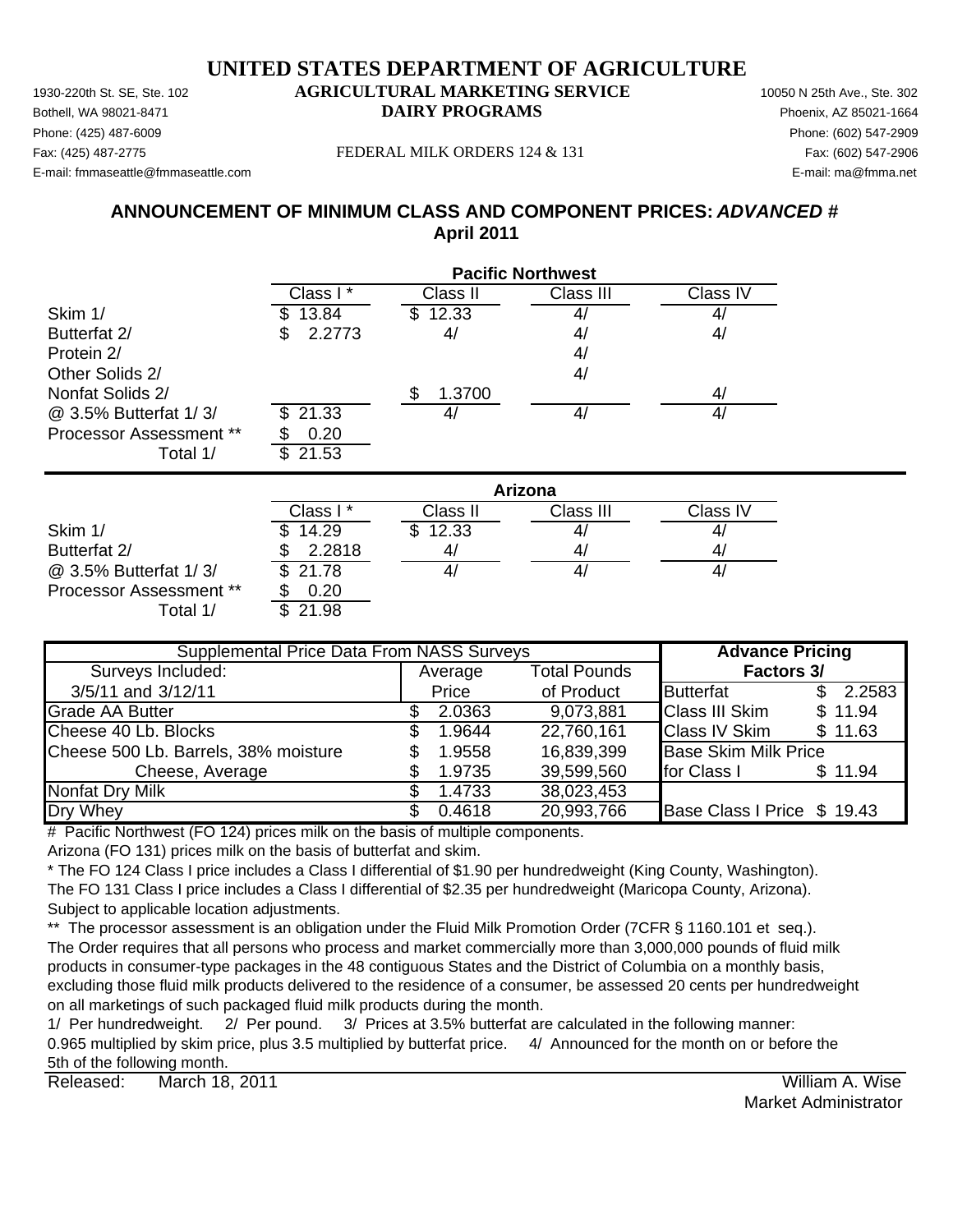# UNITED STATES DEPARTMENT OF AGRICULTURE

1930-220th St. SE, Ste. 102
Bothell, WA 98021-8471
Phone: (425) 487-6009
Fax: (425) 487-2775
E-mail: fmmaseattle@fmmaseattle.com

**AGRICULTURAL MARKETING SERVICE**
**DAIRY PROGRAMS**

FEDERAL MILK ORDERS 124 & 131

10050 N 25th Ave., Ste. 302
Phoenix, AZ 85021-1664
Phone: (602) 547-2909
Fax: (602) 547-2906
E-mail: ma@fmma.net

## ANNOUNCEMENT OF MINIMUM CLASS AND COMPONENT PRICES: *ADVANCED #*
## April 2011

| | Pacific Northwest | | | |
|---|---|---|---|---|
| | Class I * | Class II | Class III | Class IV |
| Skim 1/ | $ 13.84 | $ 12.33 | 4/ | 4/ |
| Butterfat 2/ | $ 2.2773 | 4/ | 4/ | 4/ |
| Protein 2/ | | | 4/ | |
| Other Solids 2/ | | | 4/ | |
| Nonfat Solids 2/ | | $ 1.3700 | | 4/ |
| @ 3.5% Butterfat 1/ 3/ | $ 21.33 | 4/ | 4/ | 4/ |
| Processor Assessment ** | $ 0.20 | | | |
| Total 1/ | $ 21.53 | | | |

| | Arizona | | | |
|---|---|---|---|---|
| | Class I * | Class II | Class III | Class IV |
| Skim 1/ | $ 14.29 | $ 12.33 | 4/ | 4/ |
| Butterfat 2/ | $ 2.2818 | 4/ | 4/ | 4/ |
| @ 3.5% Butterfat 1/ 3/ | $ 21.78 | 4/ | 4/ | 4/ |
| Processor Assessment ** | $ 0.20 | | | |
| Total 1/ | $ 21.98 | | | |

| Supplemental Price Data From NASS Surveys | | | Advance Pricing | |
|---|---|---|---|---|
| Surveys Included: | Average | Total Pounds | Factors 3/ | |
| 3/5/11 and 3/12/11 | Price | of Product | Butterfat | $ 2.2583 |
| Grade AA Butter | $ 2.0363 | 9,073,881 | Class III Skim | $ 11.94 |
| Cheese 40 Lb. Blocks | $ 1.9644 | 22,760,161 | Class IV Skim | $ 11.63 |
| Cheese 500 Lb. Barrels, 38% moisture | $ 1.9558 | 16,839,399 | Base Skim Milk Price | |
| Cheese, Average | $ 1.9735 | 39,599,560 | for Class I | $ 11.94 |
| Nonfat Dry Milk | $ 1.4733 | 38,023,453 | | |
| Dry Whey | $ 0.4618 | 20,993,766 | Base Class I Price | $ 19.43 |

# Pacific Northwest (FO 124) prices milk on the basis of multiple components.
Arizona (FO 131) prices milk on the basis of butterfat and skim.

* The FO 124 Class I price includes a Class I differential of $1.90 per hundredweight (King County, Washington).
The FO 131 Class I price includes a Class I differential of $2.35 per hundredweight (Maricopa County, Arizona).
Subject to applicable location adjustments.

** The processor assessment is an obligation under the Fluid Milk Promotion Order (7CFR § 1160.101 et seq.).
The Order requires that all persons who process and market commercially more than 3,000,000 pounds of fluid milk products in consumer-type packages in the 48 contiguous States and the District of Columbia on a monthly basis, excluding those fluid milk products delivered to the residence of a consumer, be assessed 20 cents per hundredweight on all marketings of such packaged fluid milk products during the month.

1/ Per hundredweight. 2/ Per pound. 3/ Prices at 3.5% butterfat are calculated in the following manner:
0.965 multiplied by skim price, plus 3.5 multiplied by butterfat price. 4/ Announced for the month on or before the 5th of the following month.

Released: March 18, 2011

William A. Wise
Market Administrator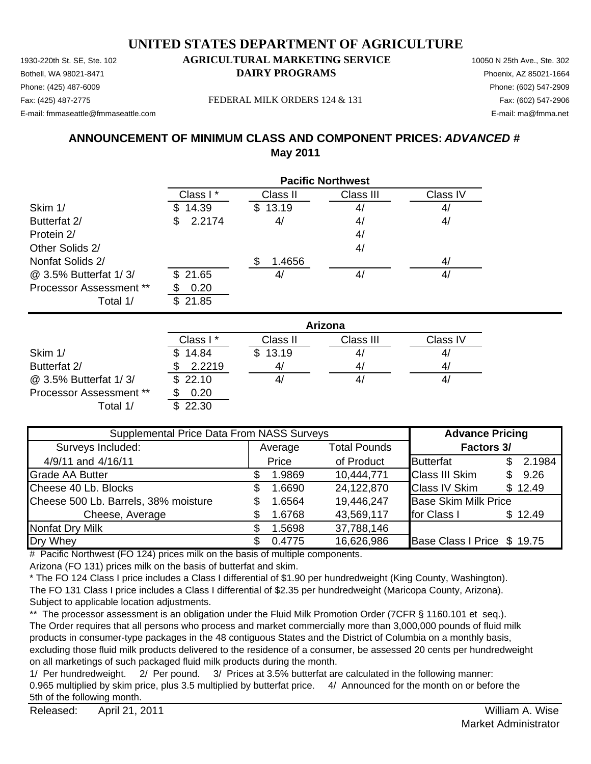# UNITED STATES DEPARTMENT OF AGRICULTURE

1930-220th St. SE, Ste. 102
Bothell, WA 98021-8471
Phone: (425) 487-6009
Fax: (425) 487-2775
E-mail: fmmaseattle@fmmaseattle.com

**AGRICULTURAL MARKETING SERVICE**
**DAIRY PROGRAMS**

FEDERAL MILK ORDERS 124 & 131

10050 N 25th Ave., Ste. 302
Phoenix, AZ 85021-1664
Phone: (602) 547-2909
Fax: (602) 547-2906
E-mail: ma@fmma.net

## ANNOUNCEMENT OF MINIMUM CLASS AND COMPONENT PRICES: *ADVANCED #*
## May 2011

| | Pacific Northwest | | | |
|---|---|---|---|---|
| | Class I * | Class II | Class III | Class IV |
| Skim 1/ | $ 14.39 | $ 13.19 | 4/ | 4/ |
| Butterfat 2/ | $ 2.2174 | 4/ | 4/ | 4/ |
| Protein 2/ | | | 4/ | |
| Other Solids 2/ | | | 4/ | |
| Nonfat Solids 2/ | | $ 1.4656 | | 4/ |
| @ 3.5% Butterfat 1/ 3/ | $ 21.65 | 4/ | 4/ | 4/ |
| Processor Assessment ** | $ 0.20 | | | |
| Total 1/ | $ 21.85 | | | |

| | Arizona | | | |
|---|---|---|---|---|
| | Class I * | Class II | Class III | Class IV |
| Skim 1/ | $ 14.84 | $ 13.19 | 4/ | 4/ |
| Butterfat 2/ | $ 2.2219 | 4/ | 4/ | 4/ |
| @ 3.5% Butterfat 1/ 3/ | $ 22.10 | 4/ | 4/ | 4/ |
| Processor Assessment ** | $ 0.20 | | | |
| Total 1/ | $ 22.30 | | | |

| Supplemental Price Data From NASS Surveys | | | Advance Pricing | |
|---|---|---|---|---|
| Surveys Included: | Average | Total Pounds | Factors 3/ | |
| 4/9/11 and 4/16/11 | Price | of Product | Butterfat | $ 2.1984 |
| Grade AA Butter | $ 1.9869 | 10,444,771 | Class III Skim | $ 9.26 |
| Cheese 40 Lb. Blocks | $ 1.6690 | 24,122,870 | Class IV Skim | $ 12.49 |
| Cheese 500 Lb. Barrels, 38% moisture | $ 1.6564 | 19,446,247 | Base Skim Milk Price | |
| Cheese, Average | $ 1.6768 | 43,569,117 | for Class I | $ 12.49 |
| Nonfat Dry Milk | $ 1.5698 | 37,788,146 | | |
| Dry Whey | $ 0.4775 | 16,626,986 | Base Class I Price | $ 19.75 |

# Pacific Northwest (FO 124) prices milk on the basis of multiple components.
Arizona (FO 131) prices milk on the basis of butterfat and skim.

* The FO 124 Class I price includes a Class I differential of $1.90 per hundredweight (King County, Washington).
The FO 131 Class I price includes a Class I differential of $2.35 per hundredweight (Maricopa County, Arizona).
Subject to applicable location adjustments.

** The processor assessment is an obligation under the Fluid Milk Promotion Order (7CFR § 1160.101 et seq.).
The Order requires that all persons who process and market commercially more than 3,000,000 pounds of fluid milk products in consumer-type packages in the 48 contiguous States and the District of Columbia on a monthly basis, excluding those fluid milk products delivered to the residence of a consumer, be assessed 20 cents per hundredweight on all marketings of such packaged fluid milk products during the month.

1/ Per hundredweight. 2/ Per pound. 3/ Prices at 3.5% butterfat are calculated in the following manner: 0.965 multiplied by skim price, plus 3.5 multiplied by butterfat price. 4/ Announced for the month on or before the 5th of the following month.

Released: April 21, 2011

William A. Wise
Market Administrator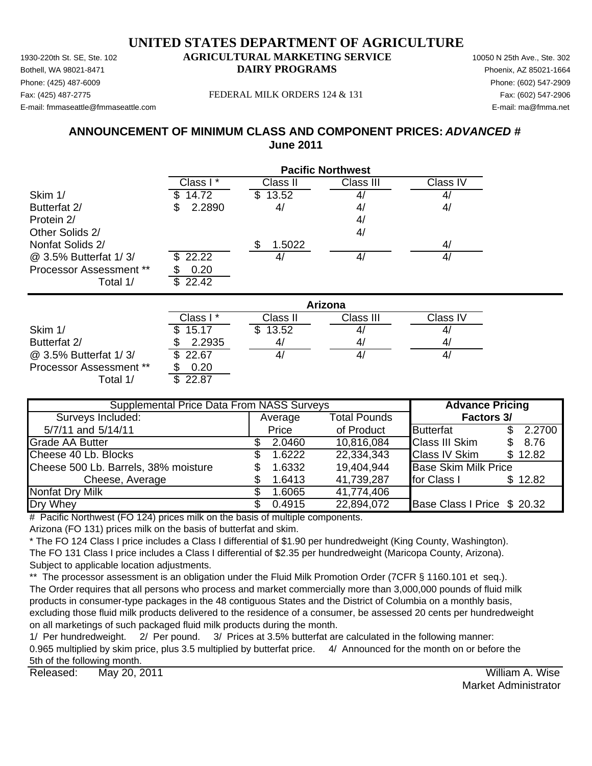# UNITED STATES DEPARTMENT OF AGRICULTURE

1930-220th St. SE, Ste. 102
Bothell, WA 98021-8471
Phone: (425) 487-6009
Fax: (425) 487-2775
E-mail: fmmaseattle@fmmaseattle.com

**AGRICULTURAL MARKETING SERVICE**
**DAIRY PROGRAMS**

FEDERAL MILK ORDERS 124 & 131

10050 N 25th Ave., Ste. 302
Phoenix, AZ 85021-1664
Phone: (602) 547-2909
Fax: (602) 547-2906
E-mail: ma@fmma.net

## ANNOUNCEMENT OF MINIMUM CLASS AND COMPONENT PRICES: *ADVANCED #*
## June 2011

| | Pacific Northwest | | | |
|---|---|---|---|---|
| | Class I * | Class II | Class III | Class IV |
| Skim 1/ | $ 14.72 | $ 13.52 | 4/ | 4/ |
| Butterfat 2/ | $ 2.2890 | 4/ | 4/ | 4/ |
| Protein 2/ | | | 4/ | |
| Other Solids 2/ | | | 4/ | |
| Nonfat Solids 2/ | | $ 1.5022 | | 4/ |
| @ 3.5% Butterfat 1/ 3/ | $ 22.22 | 4/ | 4/ | 4/ |
| Processor Assessment ** | $ 0.20 | | | |
| Total 1/ | $ 22.42 | | | |

| | Arizona | | | |
|---|---|---|---|---|
| | Class I * | Class II | Class III | Class IV |
| Skim 1/ | $ 15.17 | $ 13.52 | 4/ | 4/ |
| Butterfat 2/ | $ 2.2935 | 4/ | 4/ | 4/ |
| @ 3.5% Butterfat 1/ 3/ | $ 22.67 | 4/ | 4/ | 4/ |
| Processor Assessment ** | $ 0.20 | | | |
| Total 1/ | $ 22.87 | | | |

| Supplemental Price Data From NASS Surveys | | | Advance Pricing Factors 3/ | |
|---|---|---|---|---|
| Surveys Included: 5/7/11 and 5/14/11 | Average Price | Total Pounds of Product | | |
| Grade AA Butter | $ 2.0460 | 10,816,084 | Butterfat | $ 2.2700 |
| Cheese 40 Lb. Blocks | $ 1.6222 | 22,334,343 | Class III Skim | $ 8.76 |
| Cheese 500 Lb. Barrels, 38% moisture | $ 1.6332 | 19,404,944 | Class IV Skim | $ 12.82 |
| Cheese, Average | $ 1.6413 | 41,739,287 | Base Skim Milk Price for Class I | $ 12.82 |
| Nonfat Dry Milk | $ 1.6065 | 41,774,406 | | |
| Dry Whey | $ 0.4915 | 22,894,072 | Base Class I Price | $ 20.32 |

\# Pacific Northwest (FO 124) prices milk on the basis of multiple components.
Arizona (FO 131) prices milk on the basis of butterfat and skim.

\* The FO 124 Class I price includes a Class I differential of $1.90 per hundredweight (King County, Washington).
The FO 131 Class I price includes a Class I differential of $2.35 per hundredweight (Maricopa County, Arizona).
Subject to applicable location adjustments.

** The processor assessment is an obligation under the Fluid Milk Promotion Order (7CFR § 1160.101 et seq.).
The Order requires that all persons who process and market commercially more than 3,000,000 pounds of fluid milk products in consumer-type packages in the 48 contiguous States and the District of Columbia on a monthly basis, excluding those fluid milk products delivered to the residence of a consumer, be assessed 20 cents per hundredweight on all marketings of such packaged fluid milk products during the month.

1/ Per hundredweight. 2/ Per pound. 3/ Prices at 3.5% butterfat are calculated in the following manner:
0.965 multiplied by skim price, plus 3.5 multiplied by butterfat price. 4/ Announced for the month on or before the 5th of the following month.

Released: May 20, 2011

William A. Wise
Market Administrator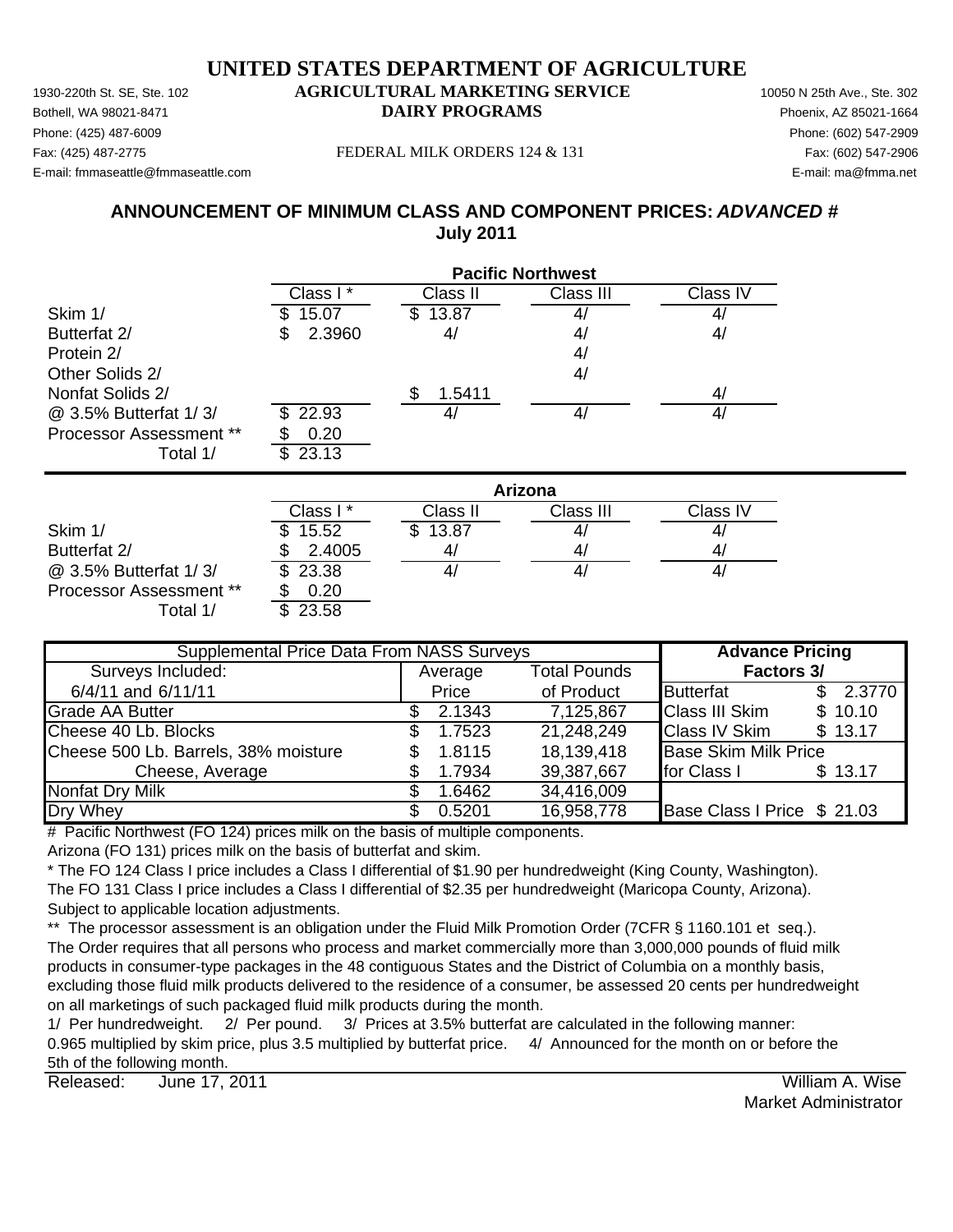# UNITED STATES DEPARTMENT OF AGRICULTURE

1930-220th St. SE, Ste. 102
Bothell, WA 98021-8471
Phone: (425) 487-6009
Fax: (425) 487-2775
E-mail: fmmaseattle@fmmaseattle.com

**AGRICULTURAL MARKETING SERVICE**
**DAIRY PROGRAMS**

FEDERAL MILK ORDERS 124 & 131

10050 N 25th Ave., Ste. 302
Phoenix, AZ 85021-1664
Phone: (602) 547-2909
Fax: (602) 547-2906
E-mail: ma@fmma.net

## ANNOUNCEMENT OF MINIMUM CLASS AND COMPONENT PRICES: *ADVANCED #*
## July 2011

| | Pacific Northwest | | | |
|---|---|---|---|---|
| | Class I * | Class II | Class III | Class IV |
| Skim 1/ | $ 15.07 | $ 13.87 | 4/ | 4/ |
| Butterfat 2/ | $ 2.3960 | 4/ | 4/ | 4/ |
| Protein 2/ | | | 4/ | |
| Other Solids 2/ | | | 4/ | |
| Nonfat Solids 2/ | | $ 1.5411 | | 4/ |
| @ 3.5% Butterfat 1/ 3/ | $ 22.93 | 4/ | 4/ | 4/ |
| Processor Assessment ** | $ 0.20 | | | |
| Total 1/ | $ 23.13 | | | |

| | Arizona | | | |
|---|---|---|---|---|
| | Class I * | Class II | Class III | Class IV |
| Skim 1/ | $ 15.52 | $ 13.87 | 4/ | 4/ |
| Butterfat 2/ | $ 2.4005 | 4/ | 4/ | 4/ |
| @ 3.5% Butterfat 1/ 3/ | $ 23.38 | 4/ | 4/ | 4/ |
| Processor Assessment ** | $ 0.20 | | | |
| Total 1/ | $ 23.58 | | | |

| Supplemental Price Data From NASS Surveys | | | Advance Pricing | |
|---|---|---|---|---|
| Surveys Included: | Average | Total Pounds | Factors 3/ | |
| 6/4/11 and 6/11/11 | Price | of Product | Butterfat | $ 2.3770 |
| Grade AA Butter | $ 2.1343 | 7,125,867 | Class III Skim | $ 10.10 |
| Cheese 40 Lb. Blocks | $ 1.7523 | 21,248,249 | Class IV Skim | $ 13.17 |
| Cheese 500 Lb. Barrels, 38% moisture | $ 1.8115 | 18,139,418 | Base Skim Milk Price | |
| Cheese, Average | $ 1.7934 | 39,387,667 | for Class I | $ 13.17 |
| Nonfat Dry Milk | $ 1.6462 | 34,416,009 | | |
| Dry Whey | $ 0.5201 | 16,958,778 | Base Class I Price | $ 21.03 |

# Pacific Northwest (FO 124) prices milk on the basis of multiple components.
Arizona (FO 131) prices milk on the basis of butterfat and skim.

* The FO 124 Class I price includes a Class I differential of $1.90 per hundredweight (King County, Washington).
The FO 131 Class I price includes a Class I differential of $2.35 per hundredweight (Maricopa County, Arizona).
Subject to applicable location adjustments.

** The processor assessment is an obligation under the Fluid Milk Promotion Order (7CFR § 1160.101 et seq.).
The Order requires that all persons who process and market commercially more than 3,000,000 pounds of fluid milk products in consumer-type packages in the 48 contiguous States and the District of Columbia on a monthly basis, excluding those fluid milk products delivered to the residence of a consumer, be assessed 20 cents per hundredweight on all marketings of such packaged fluid milk products during the month.

1/ Per hundredweight. 2/ Per pound. 3/ Prices at 3.5% butterfat are calculated in the following manner:
0.965 multiplied by skim price, plus 3.5 multiplied by butterfat price. 4/ Announced for the month on or before the 5th of the following month.

Released: June 17, 2011

William A. Wise
Market Administrator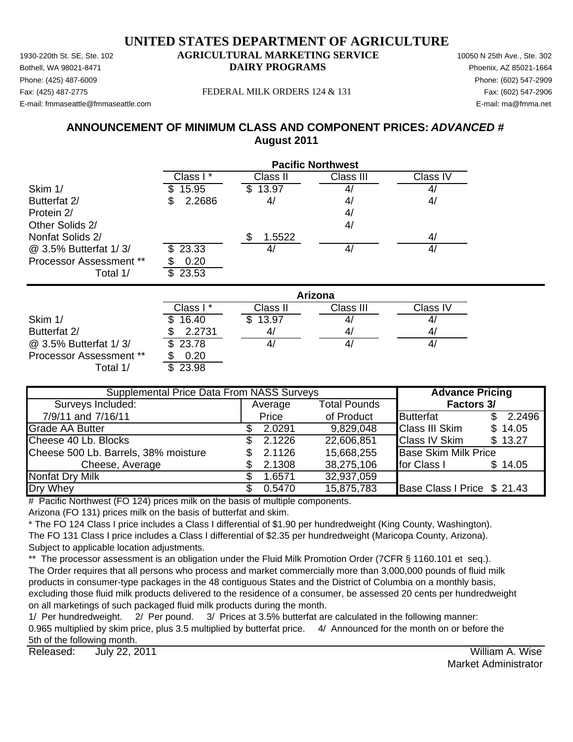# UNITED STATES DEPARTMENT OF AGRICULTURE

**AGRICULTURAL MARKETING SERVICE**
**DAIRY PROGRAMS**

1930-220th St. SE, Ste. 102
Bothell, WA 98021-8471
Phone: (425) 487-6009
Fax: (425) 487-2775
E-mail: fmmaseattle@fmmaseattle.com

10050 N 25th Ave., Ste. 302
Phoenix, AZ 85021-1664
Phone: (602) 547-2909
Fax: (602) 547-2906
E-mail: ma@fmma.net

FEDERAL MILK ORDERS 124 & 131

## ANNOUNCEMENT OF MINIMUM CLASS AND COMPONENT PRICES: *ADVANCED #*
## August 2011

| | Pacific Northwest | | | |
|---|---|---|---|---|
| | Class I * | Class II | Class III | Class IV |
| Skim 1/ | $ 15.95 | $ 13.97 | 4/ | 4/ |
| Butterfat 2/ | $ 2.2686 | 4/ | 4/ | 4/ |
| Protein 2/ | | | 4/ | |
| Other Solids 2/ | | | 4/ | |
| Nonfat Solids 2/ | | $ 1.5522 | | 4/ |
| @ 3.5% Butterfat 1/ 3/ | $ 23.33 | 4/ | 4/ | 4/ |
| Processor Assessment ** | $ 0.20 | | | |
| Total 1/ | $ 23.53 | | | |

| | Arizona | | | |
|---|---|---|---|---|
| | Class I * | Class II | Class III | Class IV |
| Skim 1/ | $ 16.40 | $ 13.97 | 4/ | 4/ |
| Butterfat 2/ | $ 2.2731 | 4/ | 4/ | 4/ |
| @ 3.5% Butterfat 1/ 3/ | $ 23.78 | 4/ | 4/ | 4/ |
| Processor Assessment ** | $ 0.20 | | | |
| Total 1/ | $ 23.98 | | | |

| Supplemental Price Data From NASS Surveys | | | Advance Pricing Factors 3/ | |
|---|---|---|---|---|
| Surveys Included: 7/9/11 and 7/16/11 | Average Price | Total Pounds of Product | Butterfat | $ 2.2496 |
| Grade AA Butter | $ 2.0291 | 9,829,048 | Class III Skim | $ 14.05 |
| Cheese 40 Lb. Blocks | $ 2.1226 | 22,606,851 | Class IV Skim | $ 13.27 |
| Cheese 500 Lb. Barrels, 38% moisture | $ 2.1126 | 15,668,255 | Base Skim Milk Price | |
| Cheese, Average | $ 2.1308 | 38,275,106 | for Class I | $ 14.05 |
| Nonfat Dry Milk | $ 1.6571 | 32,937,059 | | |
| Dry Whey | $ 0.5470 | 15,875,783 | Base Class I Price | $ 21.43 |

# Pacific Northwest (FO 124) prices milk on the basis of multiple components.
Arizona (FO 131) prices milk on the basis of butterfat and skim.

* The FO 124 Class I price includes a Class I differential of $1.90 per hundredweight (King County, Washington).
The FO 131 Class I price includes a Class I differential of $2.35 per hundredweight (Maricopa County, Arizona).
Subject to applicable location adjustments.

** The processor assessment is an obligation under the Fluid Milk Promotion Order (7CFR § 1160.101 et seq.).
The Order requires that all persons who process and market commercially more than 3,000,000 pounds of fluid milk products in consumer-type packages in the 48 contiguous States and the District of Columbia on a monthly basis, excluding those fluid milk products delivered to the residence of a consumer, be assessed 20 cents per hundredweight on all marketings of such packaged fluid milk products during the month.

1/ Per hundredweight. 2/ Per pound. 3/ Prices at 3.5% butterfat are calculated in the following manner:
0.965 multiplied by skim price, plus 3.5 multiplied by butterfat price. 4/ Announced for the month on or before the 5th of the following month.

Released: July 22, 2011

William A. Wise
Market Administrator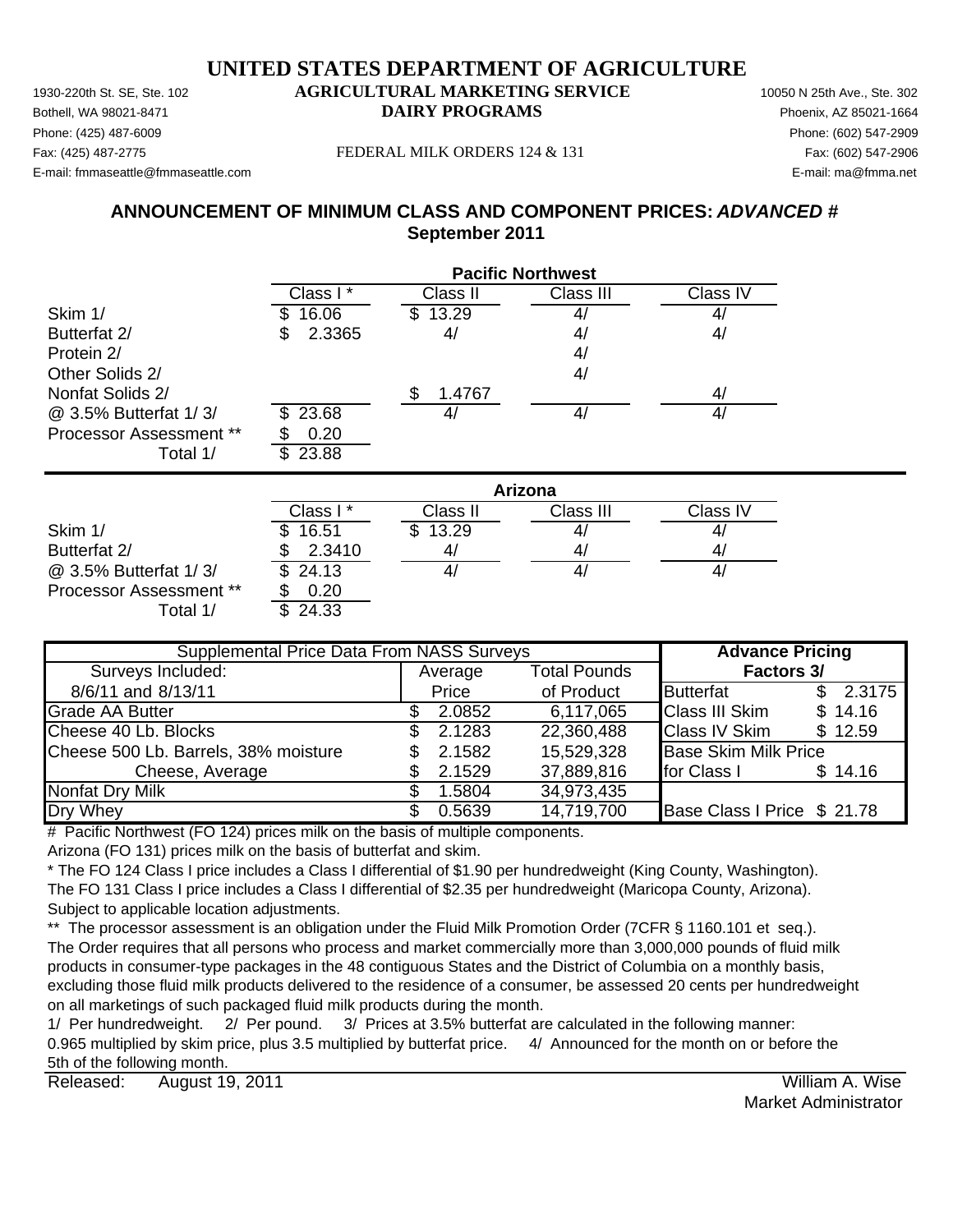# UNITED STATES DEPARTMENT OF AGRICULTURE

1930-220th St. SE, Ste. 102
Bothell, WA 98021-8471
Phone: (425) 487-6009
Fax: (425) 487-2775
E-mail: fmmaseattle@fmmaseattle.com

**AGRICULTURAL MARKETING SERVICE**
**DAIRY PROGRAMS**

FEDERAL MILK ORDERS 124 & 131

10050 N 25th Ave., Ste. 302
Phoenix, AZ 85021-1664
Phone: (602) 547-2909
Fax: (602) 547-2906
E-mail: ma@fmma.net

## ANNOUNCEMENT OF MINIMUM CLASS AND COMPONENT PRICES: *ADVANCED #*
## September 2011

| | Pacific Northwest | | | |
|---|---|---|---|---|
| | Class I * | Class II | Class III | Class IV |
| Skim 1/ | \$ 16.06 | \$ 13.29 | 4/ | 4/ |
| Butterfat 2/ | \$ 2.3365 | 4/ | 4/ | 4/ |
| Protein 2/ | | | 4/ | |
| Other Solids 2/ | | | 4/ | |
| Nonfat Solids 2/ | | \$ 1.4767 | | 4/ |
| @ 3.5% Butterfat 1/ 3/ | \$ 23.68 | 4/ | 4/ | 4/ |
| Processor Assessment ** | \$ 0.20 | | | |
| Total 1/ | \$ 23.88 | | | |

| | Arizona | | | |
|---|---|---|---|---|
| | Class I * | Class II | Class III | Class IV |
| Skim 1/ | \$ 16.51 | \$ 13.29 | 4/ | 4/ |
| Butterfat 2/ | \$ 2.3410 | 4/ | 4/ | 4/ |
| @ 3.5% Butterfat 1/ 3/ | \$ 24.13 | 4/ | 4/ | 4/ |
| Processor Assessment ** | \$ 0.20 | | | |
| Total 1/ | \$ 24.33 | | | |

| Supplemental Price Data From NASS Surveys | | | Advance Pricing Factors 3/ | |
|---|---|---|---|---|
| Surveys Included: 8/6/11 and 8/13/11 | Average Price | Total Pounds of Product | | |
| Grade AA Butter | \$ 2.0852 | 6,117,065 | Butterfat | \$ 2.3175 |
| Cheese 40 Lb. Blocks | \$ 2.1283 | 22,360,488 | Class III Skim | \$ 14.16 |
| Cheese 500 Lb. Barrels, 38% moisture | \$ 2.1582 | 15,529,328 | Class IV Skim | \$ 12.59 |
| Cheese, Average | \$ 2.1529 | 37,889,816 | Base Skim Milk Price for Class I | \$ 14.16 |
| Nonfat Dry Milk | \$ 1.5804 | 34,973,435 | | |
| Dry Whey | \$ 0.5639 | 14,719,700 | Base Class I Price | \$ 21.78 |

# Pacific Northwest (FO 124) prices milk on the basis of multiple components.
Arizona (FO 131) prices milk on the basis of butterfat and skim.

* The FO 124 Class I price includes a Class I differential of \$1.90 per hundredweight (King County, Washington).
The FO 131 Class I price includes a Class I differential of \$2.35 per hundredweight (Maricopa County, Arizona).
Subject to applicable location adjustments.

** The processor assessment is an obligation under the Fluid Milk Promotion Order (7CFR § 1160.101 et seq.). The Order requires that all persons who process and market commercially more than 3,000,000 pounds of fluid milk products in consumer-type packages in the 48 contiguous States and the District of Columbia on a monthly basis, excluding those fluid milk products delivered to the residence of a consumer, be assessed 20 cents per hundredweight on all marketings of such packaged fluid milk products during the month.

1/ Per hundredweight. 2/ Per pound. 3/ Prices at 3.5% butterfat are calculated in the following manner: 0.965 multiplied by skim price, plus 3.5 multiplied by butterfat price. 4/ Announced for the month on or before the 5th of the following month.

Released: August 19, 2011

William A. Wise
Market Administrator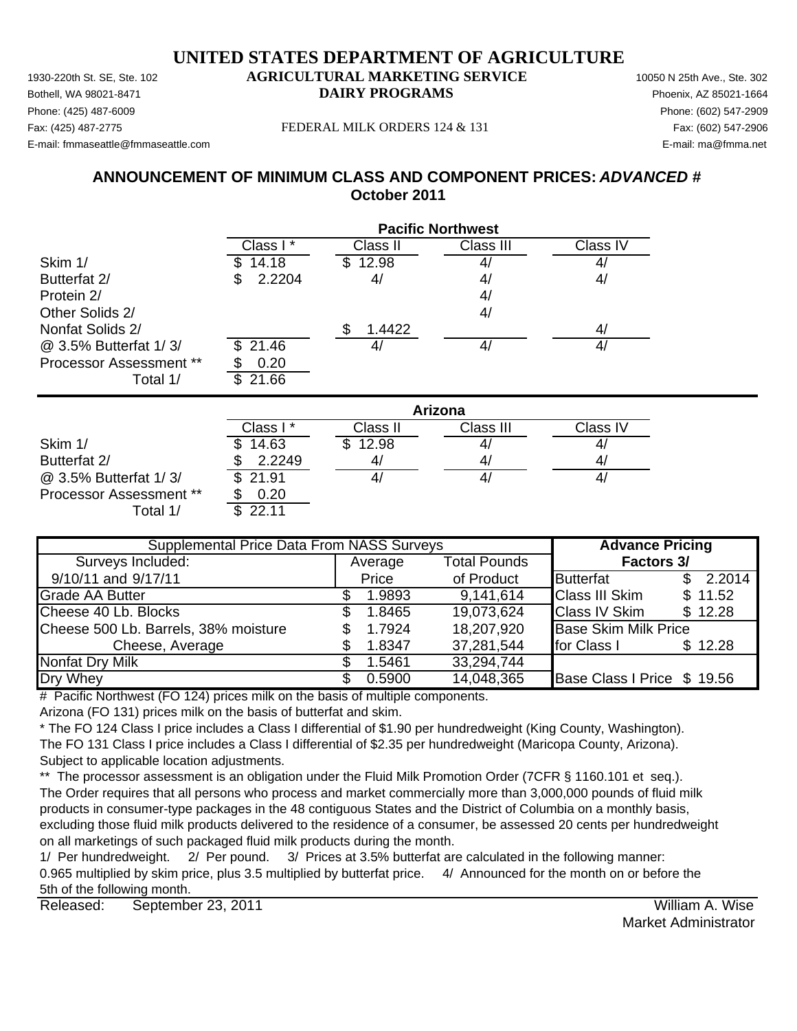# UNITED STATES DEPARTMENT OF AGRICULTURE

1930-220th St. SE, Ste. 102
Bothell, WA 98021-8471
Phone: (425) 487-6009
Fax: (425) 487-2775
E-mail: fmmaseattle@fmmaseattle.com

**AGRICULTURAL MARKETING SERVICE**
**DAIRY PROGRAMS**

FEDERAL MILK ORDERS 124 & 131

10050 N 25th Ave., Ste. 302
Phoenix, AZ 85021-1664
Phone: (602) 547-2909
Fax: (602) 547-2906
E-mail: ma@fmma.net

## ANNOUNCEMENT OF MINIMUM CLASS AND COMPONENT PRICES: *ADVANCED #*
## October 2011

| | Pacific Northwest | | | |
|---|---|---|---|---|
| | Class I * | Class II | Class III | Class IV |
| Skim 1/ | $ 14.18 | $ 12.98 | 4/ | 4/ |
| Butterfat 2/ | $ 2.2204 | 4/ | 4/ | 4/ |
| Protein 2/ | | | 4/ | |
| Other Solids 2/ | | | 4/ | |
| Nonfat Solids 2/ | | $ 1.4422 | | 4/ |
| @ 3.5% Butterfat 1/ 3/ | $ 21.46 | 4/ | 4/ | 4/ |
| Processor Assessment ** | $ 0.20 | | | |
| Total 1/ | $ 21.66 | | | |

| | Arizona | | | |
|---|---|---|---|---|
| | Class I * | Class II | Class III | Class IV |
| Skim 1/ | $ 14.63 | $ 12.98 | 4/ | 4/ |
| Butterfat 2/ | $ 2.2249 | 4/ | 4/ | 4/ |
| @ 3.5% Butterfat 1/ 3/ | $ 21.91 | 4/ | 4/ | 4/ |
| Processor Assessment ** | $ 0.20 | | | |
| Total 1/ | $ 22.11 | | | |

| Supplemental Price Data From NASS Surveys | | | Advance Pricing Factors 3/ | |
|---|---|---|---|---|
| Surveys Included: 9/10/11 and 9/17/11 | Average Price | Total Pounds of Product | | |
| Grade AA Butter | $ 1.9893 | 9,141,614 | Butterfat | $ 2.2014 |
| Cheese 40 Lb. Blocks | $ 1.8465 | 19,073,624 | Class III Skim | $ 11.52 |
| Cheese 500 Lb. Barrels, 38% moisture | $ 1.7924 | 18,207,920 | Class IV Skim | $ 12.28 |
| Cheese, Average | $ 1.8347 | 37,281,544 | Base Skim Milk Price for Class I | $ 12.28 |
| Nonfat Dry Milk | $ 1.5461 | 33,294,744 | | |
| Dry Whey | $ 0.5900 | 14,048,365 | Base Class I Price | $ 19.56 |

# Pacific Northwest (FO 124) prices milk on the basis of multiple components.
Arizona (FO 131) prices milk on the basis of butterfat and skim.

* The FO 124 Class I price includes a Class I differential of $1.90 per hundredweight (King County, Washington).
The FO 131 Class I price includes a Class I differential of $2.35 per hundredweight (Maricopa County, Arizona).
Subject to applicable location adjustments.

** The processor assessment is an obligation under the Fluid Milk Promotion Order (7CFR § 1160.101 et seq.).
The Order requires that all persons who process and market commercially more than 3,000,000 pounds of fluid milk products in consumer-type packages in the 48 contiguous States and the District of Columbia on a monthly basis, excluding those fluid milk products delivered to the residence of a consumer, be assessed 20 cents per hundredweight on all marketings of such packaged fluid milk products during the month.

1/ Per hundredweight. 2/ Per pound. 3/ Prices at 3.5% butterfat are calculated in the following manner:
0.965 multiplied by skim price, plus 3.5 multiplied by butterfat price. 4/ Announced for the month on or before the 5th of the following month.

Released: September 23, 2011

William A. Wise
Market Administrator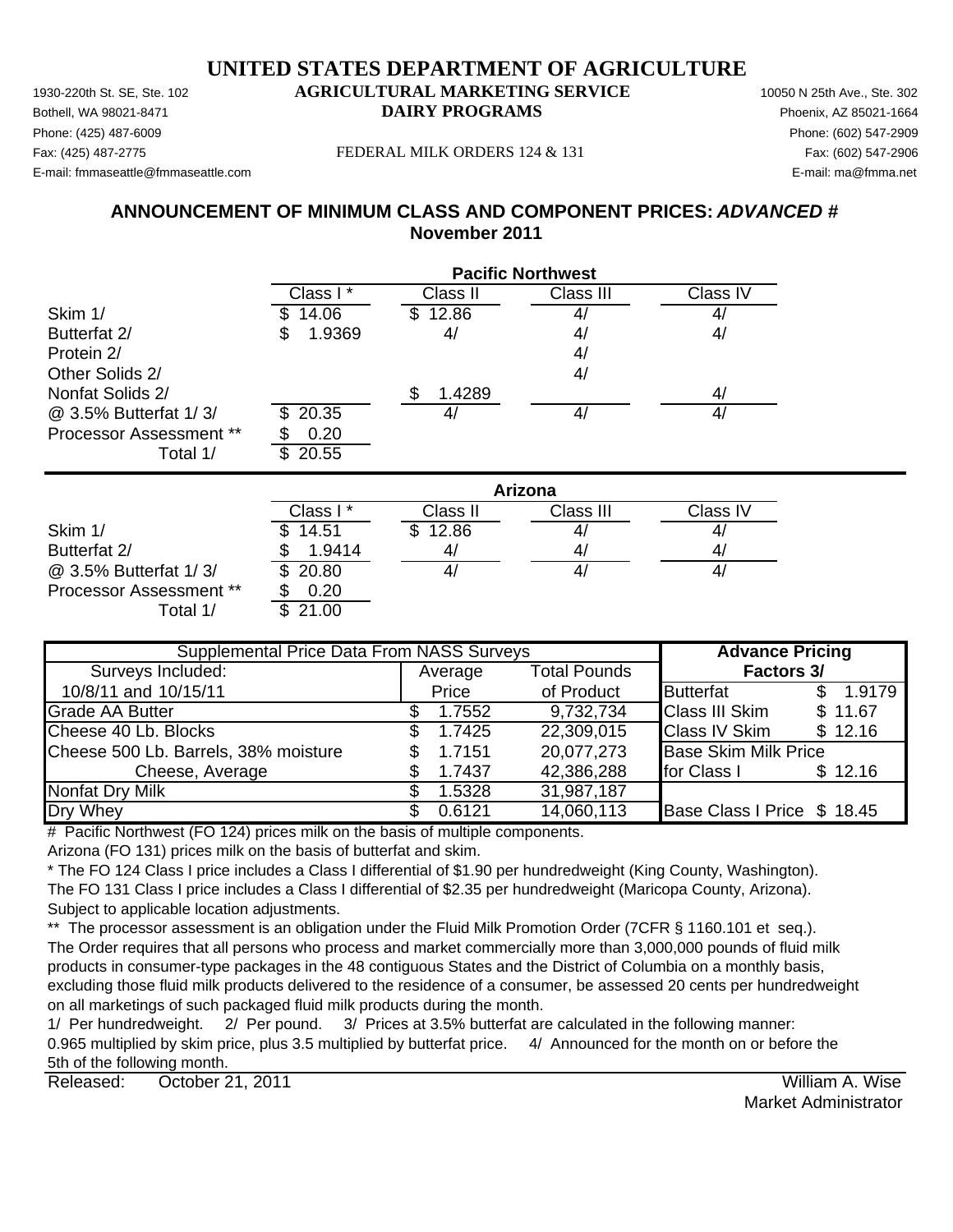# UNITED STATES DEPARTMENT OF AGRICULTURE

## AGRICULTURAL MARKETING SERVICE
## DAIRY PROGRAMS

1930-220th St. SE, Ste. 102
Bothell, WA 98021-8471
Phone: (425) 487-6009
Fax: (425) 487-2775
E-mail: fmmaseattle@fmmaseattle.com

10050 N 25th Ave., Ste. 302
Phoenix, AZ 85021-1664
Phone: (602) 547-2909
Fax: (602) 547-2906
E-mail: ma@fmma.net

FEDERAL MILK ORDERS 124 & 131

### ANNOUNCEMENT OF MINIMUM CLASS AND COMPONENT PRICES: *ADVANCED #*
### November 2011

| | Pacific Northwest | | | |
|---|---|---|---|---|
| | Class I * | Class II | Class III | Class IV |
| Skim 1/ | $ 14.06 | $ 12.86 | 4/ | 4/ |
| Butterfat 2/ | $ 1.9369 | 4/ | 4/ | 4/ |
| Protein 2/ | | | 4/ | |
| Other Solids 2/ | | | 4/ | |
| Nonfat Solids 2/ | | $ 1.4289 | | 4/ |
| @ 3.5% Butterfat 1/ 3/ | $ 20.35 | 4/ | 4/ | 4/ |
| Processor Assessment ** | $ 0.20 | | | |
| Total 1/ | $ 20.55 | | | |

| | Arizona | | | |
|---|---|---|---|---|
| | Class I * | Class II | Class III | Class IV |
| Skim 1/ | $ 14.51 | $ 12.86 | 4/ | 4/ |
| Butterfat 2/ | $ 1.9414 | 4/ | 4/ | 4/ |
| @ 3.5% Butterfat 1/ 3/ | $ 20.80 | 4/ | 4/ | 4/ |
| Processor Assessment ** | $ 0.20 | | | |
| Total 1/ | $ 21.00 | | | |

| Supplemental Price Data From NASS Surveys | | | Advance Pricing | |
|---|---|---|---|---|
| Surveys Included: | Average | Total Pounds | Factors 3/ | |
| 10/8/11 and 10/15/11 | Price | of Product | Butterfat | $ 1.9179 |
| Grade AA Butter | $ 1.7552 | 9,732,734 | Class III Skim | $ 11.67 |
| Cheese 40 Lb. Blocks | $ 1.7425 | 22,309,015 | Class IV Skim | $ 12.16 |
| Cheese 500 Lb. Barrels, 38% moisture | $ 1.7151 | 20,077,273 | Base Skim Milk Price | |
| Cheese, Average | $ 1.7437 | 42,386,288 | for Class I | $ 12.16 |
| Nonfat Dry Milk | $ 1.5328 | 31,987,187 | | |
| Dry Whey | $ 0.6121 | 14,060,113 | Base Class I Price | $ 18.45 |

# Pacific Northwest (FO 124) prices milk on the basis of multiple components.
Arizona (FO 131) prices milk on the basis of butterfat and skim.

* The FO 124 Class I price includes a Class I differential of $1.90 per hundredweight (King County, Washington).
The FO 131 Class I price includes a Class I differential of $2.35 per hundredweight (Maricopa County, Arizona).
Subject to applicable location adjustments.

** The processor assessment is an obligation under the Fluid Milk Promotion Order (7CFR § 1160.101 et seq.).
The Order requires that all persons who process and market commercially more than 3,000,000 pounds of fluid milk products in consumer-type packages in the 48 contiguous States and the District of Columbia on a monthly basis, excluding those fluid milk products delivered to the residence of a consumer, be assessed 20 cents per hundredweight on all marketings of such packaged fluid milk products during the month.

1/ Per hundredweight. 2/ Per pound. 3/ Prices at 3.5% butterfat are calculated in the following manner:
0.965 multiplied by skim price, plus 3.5 multiplied by butterfat price. 4/ Announced for the month on or before the 5th of the following month.

Released: October 21, 2011

William A. Wise
Market Administrator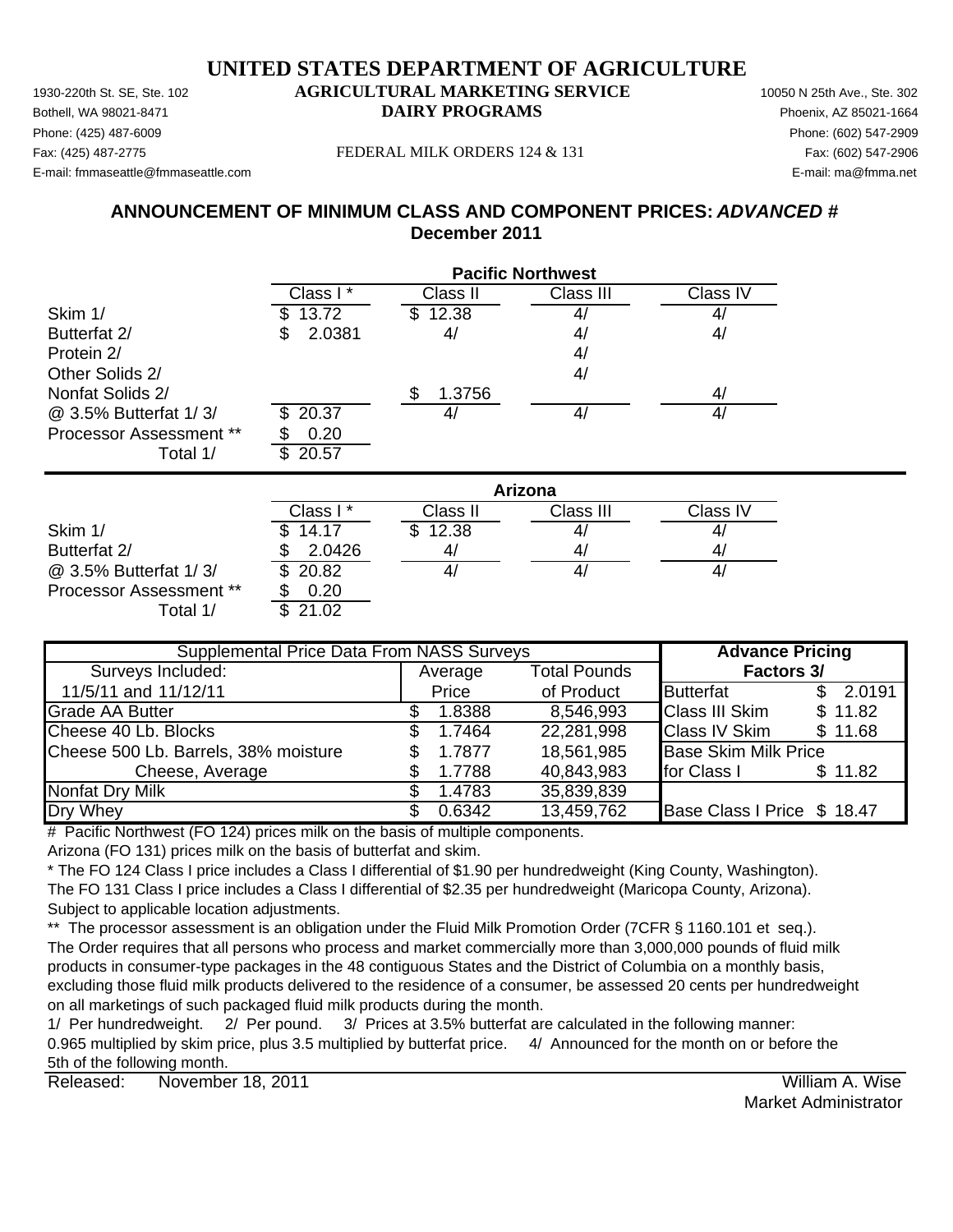# UNITED STATES DEPARTMENT OF AGRICULTURE

1930-220th St. SE, Ste. 102
Bothell, WA 98021-8471
Phone: (425) 487-6009
Fax: (425) 487-2775
E-mail: fmmaseattle@fmmaseattle.com

**AGRICULTURAL MARKETING SERVICE**
**DAIRY PROGRAMS**

FEDERAL MILK ORDERS 124 & 131

10050 N 25th Ave., Ste. 302
Phoenix, AZ 85021-1664
Phone: (602) 547-2909
Fax: (602) 547-2906
E-mail: ma@fmma.net

## ANNOUNCEMENT OF MINIMUM CLASS AND COMPONENT PRICES: *ADVANCED #*
## December 2011

| | Pacific Northwest | | | |
|---|---|---|---|---|
| | Class I * | Class II | Class III | Class IV |
| Skim 1/ | $ 13.72 | $ 12.38 | 4/ | 4/ |
| Butterfat 2/ | $ 2.0381 | 4/ | 4/ | 4/ |
| Protein 2/ | | | 4/ | |
| Other Solids 2/ | | | 4/ | |
| Nonfat Solids 2/ | | $ 1.3756 | | 4/ |
| @ 3.5% Butterfat 1/ 3/ | $ 20.37 | 4/ | 4/ | 4/ |
| Processor Assessment ** | $ 0.20 | | | |
| Total 1/ | $ 20.57 | | | |

| | Arizona | | | |
|---|---|---|---|---|
| | Class I * | Class II | Class III | Class IV |
| Skim 1/ | $ 14.17 | $ 12.38 | 4/ | 4/ |
| Butterfat 2/ | $ 2.0426 | 4/ | 4/ | 4/ |
| @ 3.5% Butterfat 1/ 3/ | $ 20.82 | 4/ | 4/ | 4/ |
| Processor Assessment ** | $ 0.20 | | | |
| Total 1/ | $ 21.02 | | | |

| Supplemental Price Data From NASS Surveys | | | Advance Pricing Factors 3/ | |
|---|---|---|---|---|
| Surveys Included: 11/5/11 and 11/12/11 | Average Price | Total Pounds of Product | | |
| Grade AA Butter | $ 1.8388 | 8,546,993 | Butterfat | $ 2.0191 |
| Cheese 40 Lb. Blocks | $ 1.7464 | 22,281,998 | Class III Skim | $ 11.82 |
| Cheese 500 Lb. Barrels, 38% moisture | $ 1.7877 | 18,561,985 | Class IV Skim | $ 11.68 |
| Cheese, Average | $ 1.7788 | 40,843,983 | Base Skim Milk Price for Class I | $ 11.82 |
| Nonfat Dry Milk | $ 1.4783 | 35,839,839 | | |
| Dry Whey | $ 0.6342 | 13,459,762 | Base Class I Price | $ 18.47 |

\# Pacific Northwest (FO 124) prices milk on the basis of multiple components.
Arizona (FO 131) prices milk on the basis of butterfat and skim.

\* The FO 124 Class I price includes a Class I differential of $1.90 per hundredweight (King County, Washington).
The FO 131 Class I price includes a Class I differential of $2.35 per hundredweight (Maricopa County, Arizona).
Subject to applicable location adjustments.

** The processor assessment is an obligation under the Fluid Milk Promotion Order (7CFR § 1160.101 et seq.).
The Order requires that all persons who process and market commercially more than 3,000,000 pounds of fluid milk products in consumer-type packages in the 48 contiguous States and the District of Columbia on a monthly basis, excluding those fluid milk products delivered to the residence of a consumer, be assessed 20 cents per hundredweight on all marketings of such packaged fluid milk products during the month.

1/ Per hundredweight. 2/ Per pound. 3/ Prices at 3.5% butterfat are calculated in the following manner:
0.965 multiplied by skim price, plus 3.5 multiplied by butterfat price. 4/ Announced for the month on or before the 5th of the following month.

Released: November 18, 2011

William A. Wise
Market Administrator